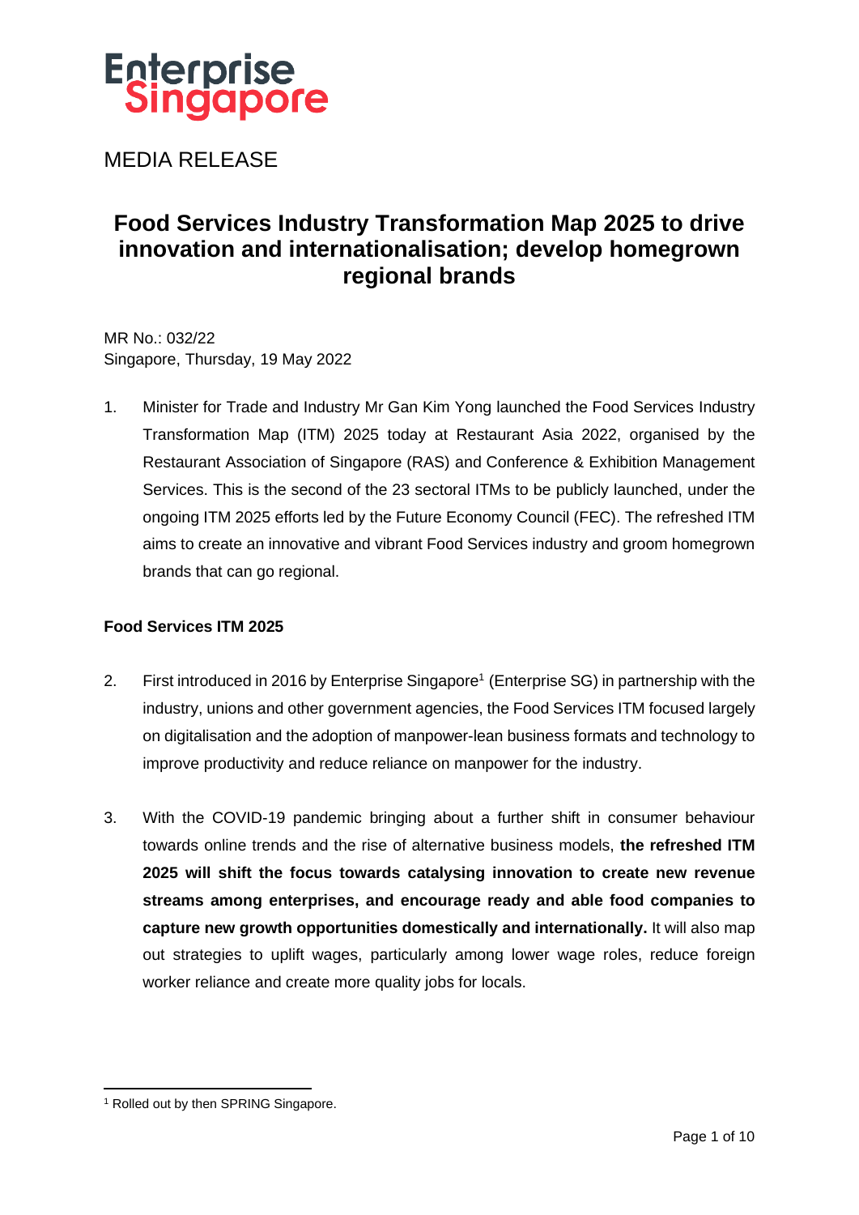Enterprise Singapore

MEDIA RELEASE

# Food Services Industry Transformation Map 2025 to drive innovation and internationalisation; develop homegrown regional brands

MR No.: 032/22
Singapore, Thursday, 19 May 2022

1. Minister for Trade and Industry Mr Gan Kim Yong launched the Food Services Industry Transformation Map (ITM) 2025 today at Restaurant Asia 2022, organised by the Restaurant Association of Singapore (RAS) and Conference & Exhibition Management Services. This is the second of the 23 sectoral ITMs to be publicly launched, under the ongoing ITM 2025 efforts led by the Future Economy Council (FEC). The refreshed ITM aims to create an innovative and vibrant Food Services industry and groom homegrown brands that can go regional.

**Food Services ITM 2025**

2. First introduced in 2016 by Enterprise Singapore[1] (Enterprise SG) in partnership with the industry, unions and other government agencies, the Food Services ITM focused largely on digitalisation and the adoption of manpower-lean business formats and technology to improve productivity and reduce reliance on manpower for the industry.

3. With the COVID-19 pandemic bringing about a further shift in consumer behaviour towards online trends and the rise of alternative business models, **the refreshed ITM 2025 will shift the focus towards catalysing innovation to create new revenue streams among enterprises, and encourage ready and able food companies to capture new growth opportunities domestically and internationally.** It will also map out strategies to uplift wages, particularly among lower wage roles, reduce foreign worker reliance and create more quality jobs for locals.

[1] Rolled out by then SPRING Singapore.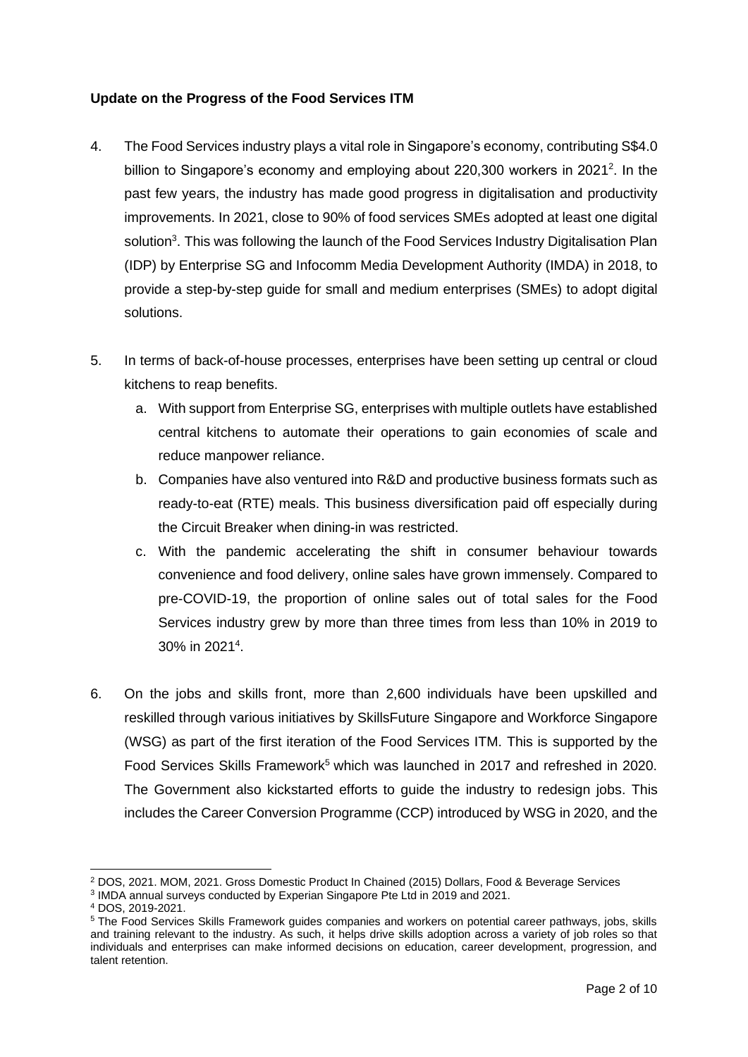**Update on the Progress of the Food Services ITM**

4. The Food Services industry plays a vital role in Singapore's economy, contributing S$4.0 billion to Singapore's economy and employing about 220,300 workers in 2021[2]. In the past few years, the industry has made good progress in digitalisation and productivity improvements. In 2021, close to 90% of food services SMEs adopted at least one digital solution[3]. This was following the launch of the Food Services Industry Digitalisation Plan (IDP) by Enterprise SG and Infocomm Media Development Authority (IMDA) in 2018, to provide a step-by-step guide for small and medium enterprises (SMEs) to adopt digital solutions.

5. In terms of back-of-house processes, enterprises have been setting up central or cloud kitchens to reap benefits.
   a. With support from Enterprise SG, enterprises with multiple outlets have established central kitchens to automate their operations to gain economies of scale and reduce manpower reliance.
   b. Companies have also ventured into R&D and productive business formats such as ready-to-eat (RTE) meals. This business diversification paid off especially during the Circuit Breaker when dining-in was restricted.
   c. With the pandemic accelerating the shift in consumer behaviour towards convenience and food delivery, online sales have grown immensely. Compared to pre-COVID-19, the proportion of online sales out of total sales for the Food Services industry grew by more than three times from less than 10% in 2019 to 30% in 2021[4].

6. On the jobs and skills front, more than 2,600 individuals have been upskilled and reskilled through various initiatives by SkillsFuture Singapore and Workforce Singapore (WSG) as part of the first iteration of the Food Services ITM. This is supported by the Food Services Skills Framework[5] which was launched in 2017 and refreshed in 2020. The Government also kickstarted efforts to guide the industry to redesign jobs. This includes the Career Conversion Programme (CCP) introduced by WSG in 2020, and the

---

[2] DOS, 2021. MOM, 2021. Gross Domestic Product In Chained (2015) Dollars, Food & Beverage Services

[3] IMDA annual surveys conducted by Experian Singapore Pte Ltd in 2019 and 2021.

[4] DOS, 2019-2021.

[5] The Food Services Skills Framework guides companies and workers on potential career pathways, jobs, skills and training relevant to the industry. As such, it helps drive skills adoption across a variety of job roles so that individuals and enterprises can make informed decisions on education, career development, progression, and talent retention.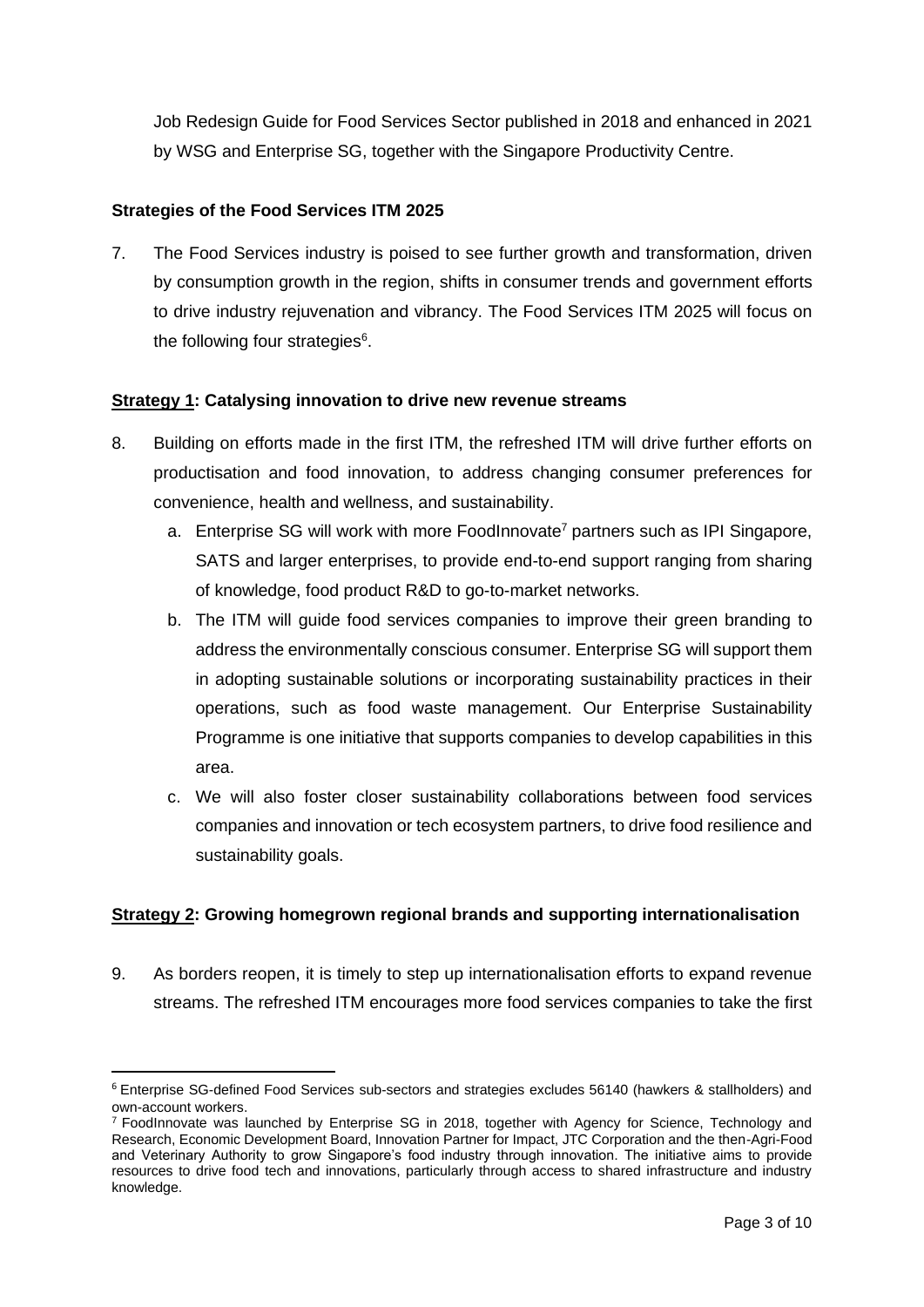Job Redesign Guide for Food Services Sector published in 2018 and enhanced in 2021 by WSG and Enterprise SG, together with the Singapore Productivity Centre.

**Strategies of the Food Services ITM 2025**

7. The Food Services industry is poised to see further growth and transformation, driven by consumption growth in the region, shifts in consumer trends and government efforts to drive industry rejuvenation and vibrancy. The Food Services ITM 2025 will focus on the following four strategies[6].

**<u>Strategy 1</u>: Catalysing innovation to drive new revenue streams**

8. Building on efforts made in the first ITM, the refreshed ITM will drive further efforts on productisation and food innovation, to address changing consumer preferences for convenience, health and wellness, and sustainability.
    a. Enterprise SG will work with more FoodInnovate[7] partners such as IPI Singapore, SATS and larger enterprises, to provide end-to-end support ranging from sharing of knowledge, food product R&D to go-to-market networks.
    b. The ITM will guide food services companies to improve their green branding to address the environmentally conscious consumer. Enterprise SG will support them in adopting sustainable solutions or incorporating sustainability practices in their operations, such as food waste management. Our Enterprise Sustainability Programme is one initiative that supports companies to develop capabilities in this area.
    c. We will also foster closer sustainability collaborations between food services companies and innovation or tech ecosystem partners, to drive food resilience and sustainability goals.

**<u>Strategy 2</u>: Growing homegrown regional brands and supporting internationalisation**

9. As borders reopen, it is timely to step up internationalisation efforts to expand revenue streams. The refreshed ITM encourages more food services companies to take the first

---

[6] Enterprise SG-defined Food Services sub-sectors and strategies excludes 56140 (hawkers & stallholders) and own-account workers.

[7] FoodInnovate was launched by Enterprise SG in 2018, together with Agency for Science, Technology and Research, Economic Development Board, Innovation Partner for Impact, JTC Corporation and the then-Agri-Food and Veterinary Authority to grow Singapore's food industry through innovation. The initiative aims to provide resources to drive food tech and innovations, particularly through access to shared infrastructure and industry knowledge.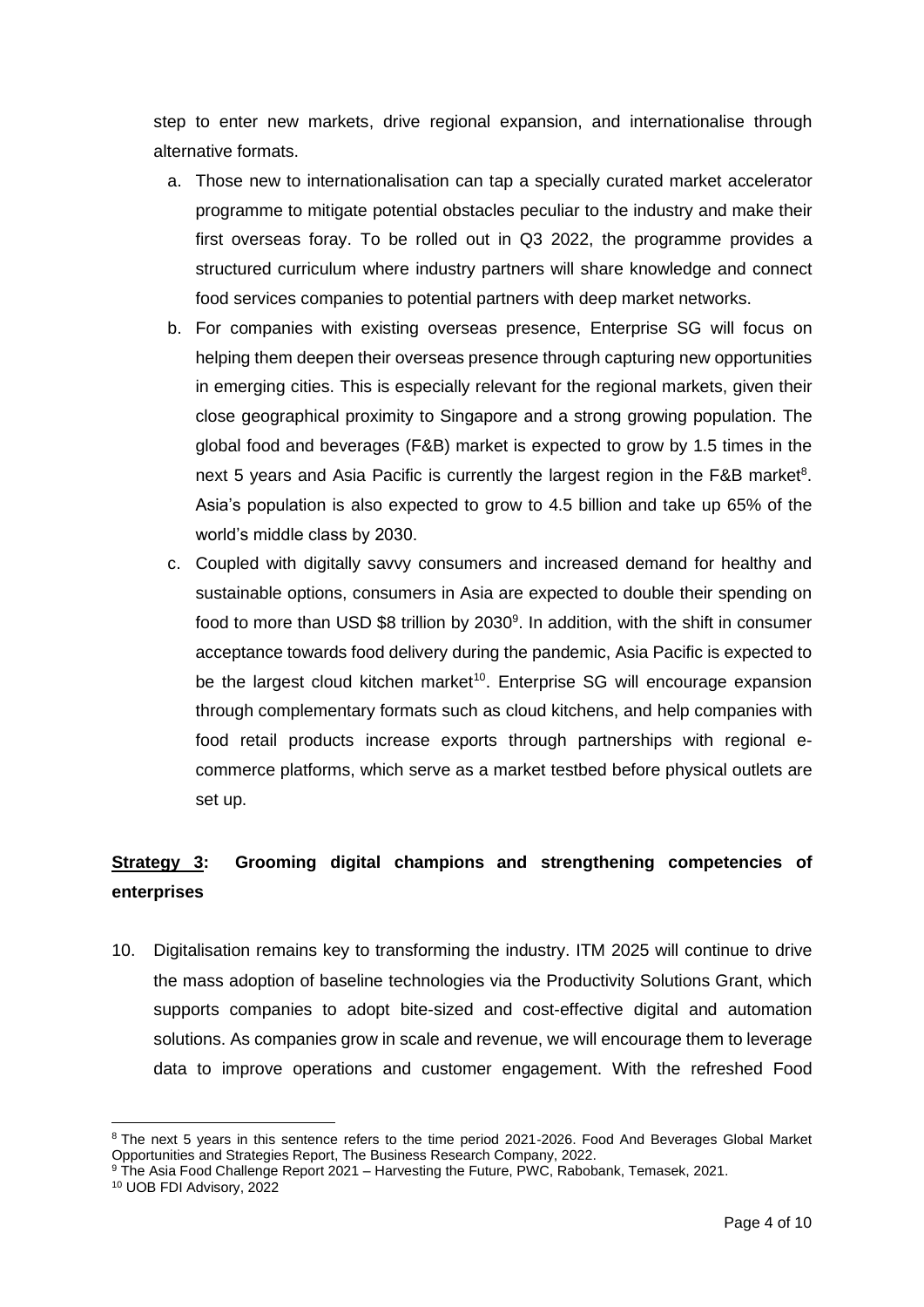step to enter new markets, drive regional expansion, and internationalise through alternative formats.

a. Those new to internationalisation can tap a specially curated market accelerator programme to mitigate potential obstacles peculiar to the industry and make their first overseas foray. To be rolled out in Q3 2022, the programme provides a structured curriculum where industry partners will share knowledge and connect food services companies to potential partners with deep market networks.

b. For companies with existing overseas presence, Enterprise SG will focus on helping them deepen their overseas presence through capturing new opportunities in emerging cities. This is especially relevant for the regional markets, given their close geographical proximity to Singapore and a strong growing population. The global food and beverages (F&B) market is expected to grow by 1.5 times in the next 5 years and Asia Pacific is currently the largest region in the F&B market[8]. Asia's population is also expected to grow to 4.5 billion and take up 65% of the world's middle class by 2030.

c. Coupled with digitally savvy consumers and increased demand for healthy and sustainable options, consumers in Asia are expected to double their spending on food to more than USD $8 trillion by 2030[9]. In addition, with the shift in consumer acceptance towards food delivery during the pandemic, Asia Pacific is expected to be the largest cloud kitchen market[10]. Enterprise SG will encourage expansion through complementary formats such as cloud kitchens, and help companies with food retail products increase exports through partnerships with regional e-commerce platforms, which serve as a market testbed before physical outlets are set up.

**Strategy 3: Grooming digital champions and strengthening competencies of enterprises**

10. Digitalisation remains key to transforming the industry. ITM 2025 will continue to drive the mass adoption of baseline technologies via the Productivity Solutions Grant, which supports companies to adopt bite-sized and cost-effective digital and automation solutions. As companies grow in scale and revenue, we will encourage them to leverage data to improve operations and customer engagement. With the refreshed Food

---

[8] The next 5 years in this sentence refers to the time period 2021-2026. Food And Beverages Global Market Opportunities and Strategies Report, The Business Research Company, 2022.

[9] The Asia Food Challenge Report 2021 – Harvesting the Future, PWC, Rabobank, Temasek, 2021.

[10] UOB FDI Advisory, 2022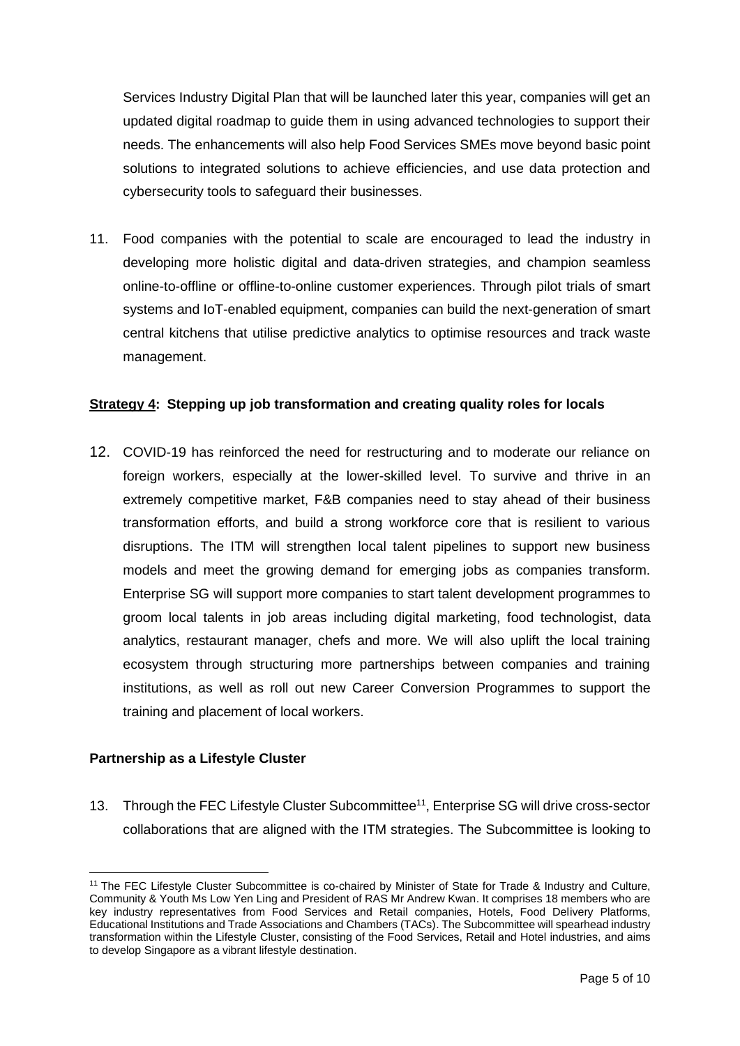Services Industry Digital Plan that will be launched later this year, companies will get an updated digital roadmap to guide them in using advanced technologies to support their needs. The enhancements will also help Food Services SMEs move beyond basic point solutions to integrated solutions to achieve efficiencies, and use data protection and cybersecurity tools to safeguard their businesses.

11. Food companies with the potential to scale are encouraged to lead the industry in developing more holistic digital and data-driven strategies, and champion seamless online-to-offline or offline-to-online customer experiences. Through pilot trials of smart systems and IoT-enabled equipment, companies can build the next-generation of smart central kitchens that utilise predictive analytics to optimise resources and track waste management.

**Strategy 4: Stepping up job transformation and creating quality roles for locals**

12. COVID-19 has reinforced the need for restructuring and to moderate our reliance on foreign workers, especially at the lower-skilled level. To survive and thrive in an extremely competitive market, F&B companies need to stay ahead of their business transformation efforts, and build a strong workforce core that is resilient to various disruptions. The ITM will strengthen local talent pipelines to support new business models and meet the growing demand for emerging jobs as companies transform. Enterprise SG will support more companies to start talent development programmes to groom local talents in job areas including digital marketing, food technologist, data analytics, restaurant manager, chefs and more. We will also uplift the local training ecosystem through structuring more partnerships between companies and training institutions, as well as roll out new Career Conversion Programmes to support the training and placement of local workers.

**Partnership as a Lifestyle Cluster**

13. Through the FEC Lifestyle Cluster Subcommittee[11], Enterprise SG will drive cross-sector collaborations that are aligned with the ITM strategies. The Subcommittee is looking to

[11] The FEC Lifestyle Cluster Subcommittee is co-chaired by Minister of State for Trade & Industry and Culture, Community & Youth Ms Low Yen Ling and President of RAS Mr Andrew Kwan. It comprises 18 members who are key industry representatives from Food Services and Retail companies, Hotels, Food Delivery Platforms, Educational Institutions and Trade Associations and Chambers (TACs). The Subcommittee will spearhead industry transformation within the Lifestyle Cluster, consisting of the Food Services, Retail and Hotel industries, and aims to develop Singapore as a vibrant lifestyle destination.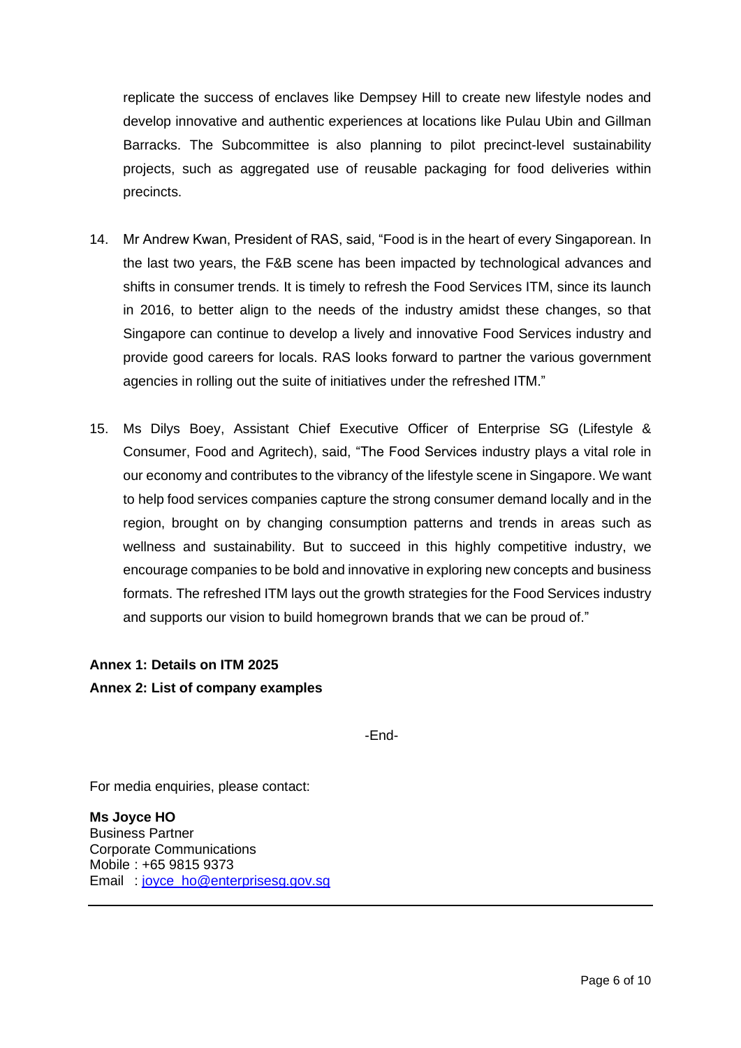replicate the success of enclaves like Dempsey Hill to create new lifestyle nodes and develop innovative and authentic experiences at locations like Pulau Ubin and Gillman Barracks. The Subcommittee is also planning to pilot precinct-level sustainability projects, such as aggregated use of reusable packaging for food deliveries within precincts.

14. Mr Andrew Kwan, President of RAS, said, "Food is in the heart of every Singaporean. In the last two years, the F&B scene has been impacted by technological advances and shifts in consumer trends. It is timely to refresh the Food Services ITM, since its launch in 2016, to better align to the needs of the industry amidst these changes, so that Singapore can continue to develop a lively and innovative Food Services industry and provide good careers for locals. RAS looks forward to partner the various government agencies in rolling out the suite of initiatives under the refreshed ITM."

15. Ms Dilys Boey, Assistant Chief Executive Officer of Enterprise SG (Lifestyle & Consumer, Food and Agritech), said, "The Food Services industry plays a vital role in our economy and contributes to the vibrancy of the lifestyle scene in Singapore. We want to help food services companies capture the strong consumer demand locally and in the region, brought on by changing consumption patterns and trends in areas such as wellness and sustainability. But to succeed in this highly competitive industry, we encourage companies to be bold and innovative in exploring new concepts and business formats. The refreshed ITM lays out the growth strategies for the Food Services industry and supports our vision to build homegrown brands that we can be proud of."

**Annex 1: Details on ITM 2025**
**Annex 2: List of company examples**

-End-

For media enquiries, please contact:

**Ms Joyce HO**
Business Partner
Corporate Communications
Mobile : +65 9815 9373
Email : joyce_ho@enterprisesg.gov.sg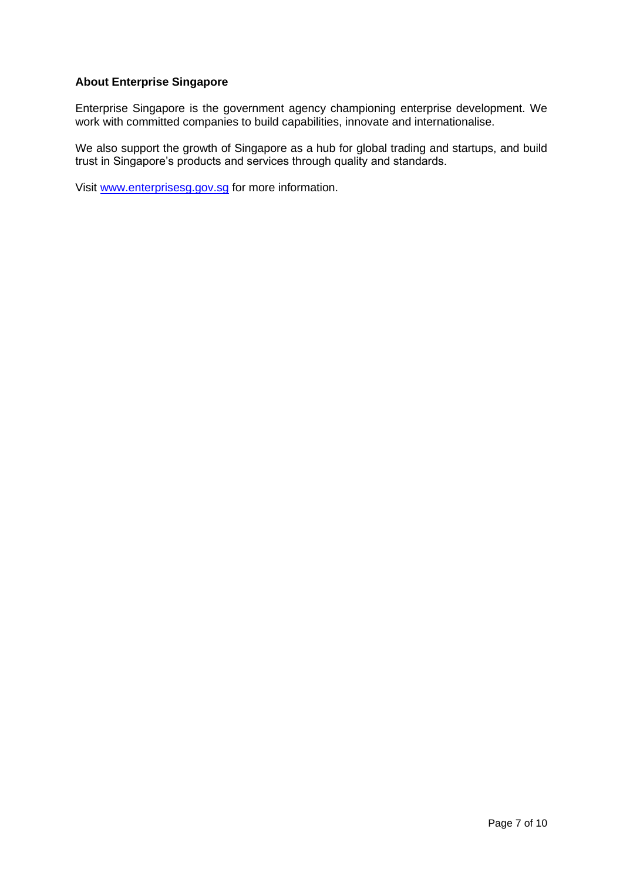**About Enterprise Singapore**

Enterprise Singapore is the government agency championing enterprise development. We work with committed companies to build capabilities, innovate and internationalise.

We also support the growth of Singapore as a hub for global trading and startups, and build trust in Singapore's products and services through quality and standards.

Visit [www.enterprisesg.gov.sg](http://www.enterprisesg.gov.sg) for more information.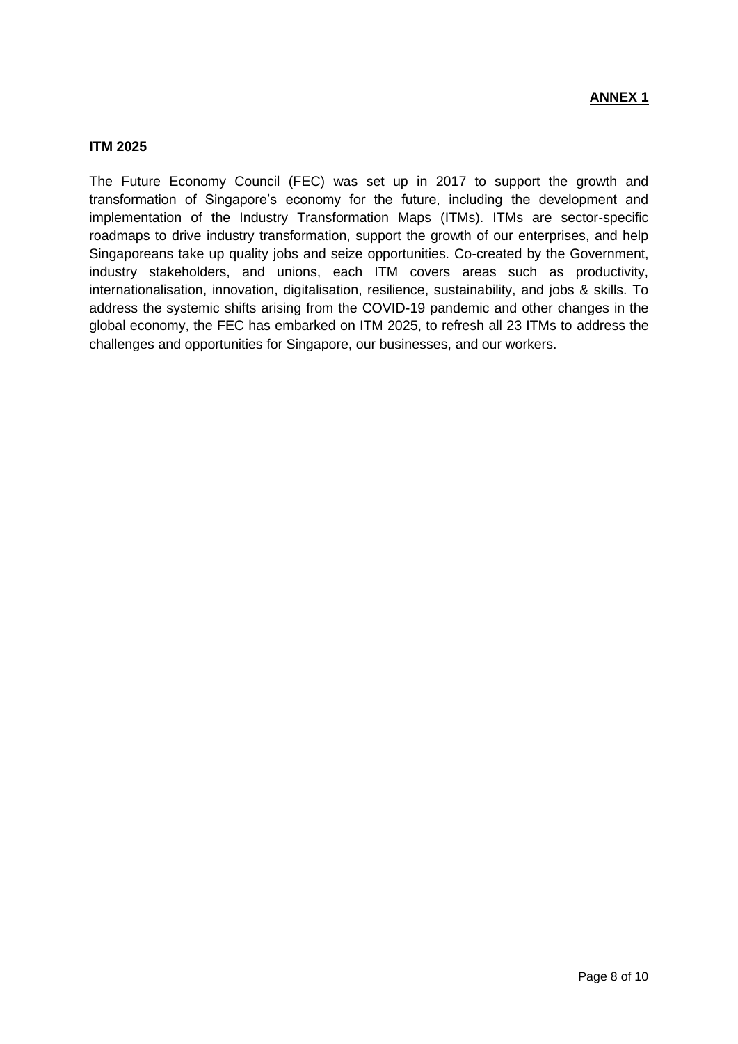**ANNEX 1**

**ITM 2025**

The Future Economy Council (FEC) was set up in 2017 to support the growth and transformation of Singapore's economy for the future, including the development and implementation of the Industry Transformation Maps (ITMs). ITMs are sector-specific roadmaps to drive industry transformation, support the growth of our enterprises, and help Singaporeans take up quality jobs and seize opportunities. Co-created by the Government, industry stakeholders, and unions, each ITM covers areas such as productivity, internationalisation, innovation, digitalisation, resilience, sustainability, and jobs & skills. To address the systemic shifts arising from the COVID-19 pandemic and other changes in the global economy, the FEC has embarked on ITM 2025, to refresh all 23 ITMs to address the challenges and opportunities for Singapore, our businesses, and our workers.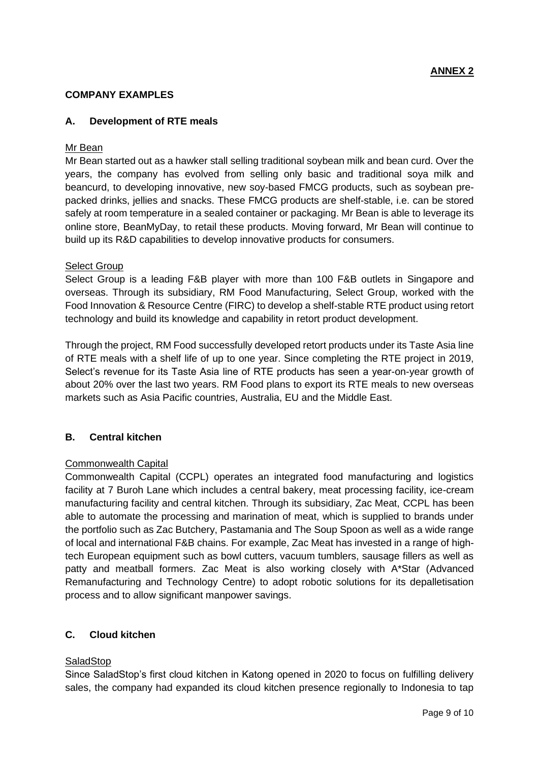**ANNEX 2**

## COMPANY EXAMPLES

### A. Development of RTE meals

Mr Bean

Mr Bean started out as a hawker stall selling traditional soybean milk and bean curd. Over the years, the company has evolved from selling only basic and traditional soya milk and beancurd, to developing innovative, new soy-based FMCG products, such as soybean pre-packed drinks, jellies and snacks. These FMCG products are shelf-stable, i.e. can be stored safely at room temperature in a sealed container or packaging. Mr Bean is able to leverage its online store, BeanMyDay, to retail these products. Moving forward, Mr Bean will continue to build up its R&D capabilities to develop innovative products for consumers.

Select Group

Select Group is a leading F&B player with more than 100 F&B outlets in Singapore and overseas. Through its subsidiary, RM Food Manufacturing, Select Group, worked with the Food Innovation & Resource Centre (FIRC) to develop a shelf-stable RTE product using retort technology and build its knowledge and capability in retort product development.

Through the project, RM Food successfully developed retort products under its Taste Asia line of RTE meals with a shelf life of up to one year. Since completing the RTE project in 2019, Select's revenue for its Taste Asia line of RTE products has seen a year-on-year growth of about 20% over the last two years. RM Food plans to export its RTE meals to new overseas markets such as Asia Pacific countries, Australia, EU and the Middle East.

### B. Central kitchen

Commonwealth Capital

Commonwealth Capital (CCPL) operates an integrated food manufacturing and logistics facility at 7 Buroh Lane which includes a central bakery, meat processing facility, ice-cream manufacturing facility and central kitchen. Through its subsidiary, Zac Meat, CCPL has been able to automate the processing and marination of meat, which is supplied to brands under the portfolio such as Zac Butchery, Pastamania and The Soup Spoon as well as a wide range of local and international F&B chains. For example, Zac Meat has invested in a range of high-tech European equipment such as bowl cutters, vacuum tumblers, sausage fillers as well as patty and meatball formers. Zac Meat is also working closely with A*Star (Advanced Remanufacturing and Technology Centre) to adopt robotic solutions for its depalletisation process and to allow significant manpower savings.

### C. Cloud kitchen

SaladStop

Since SaladStop's first cloud kitchen in Katong opened in 2020 to focus on fulfilling delivery sales, the company had expanded its cloud kitchen presence regionally to Indonesia to tap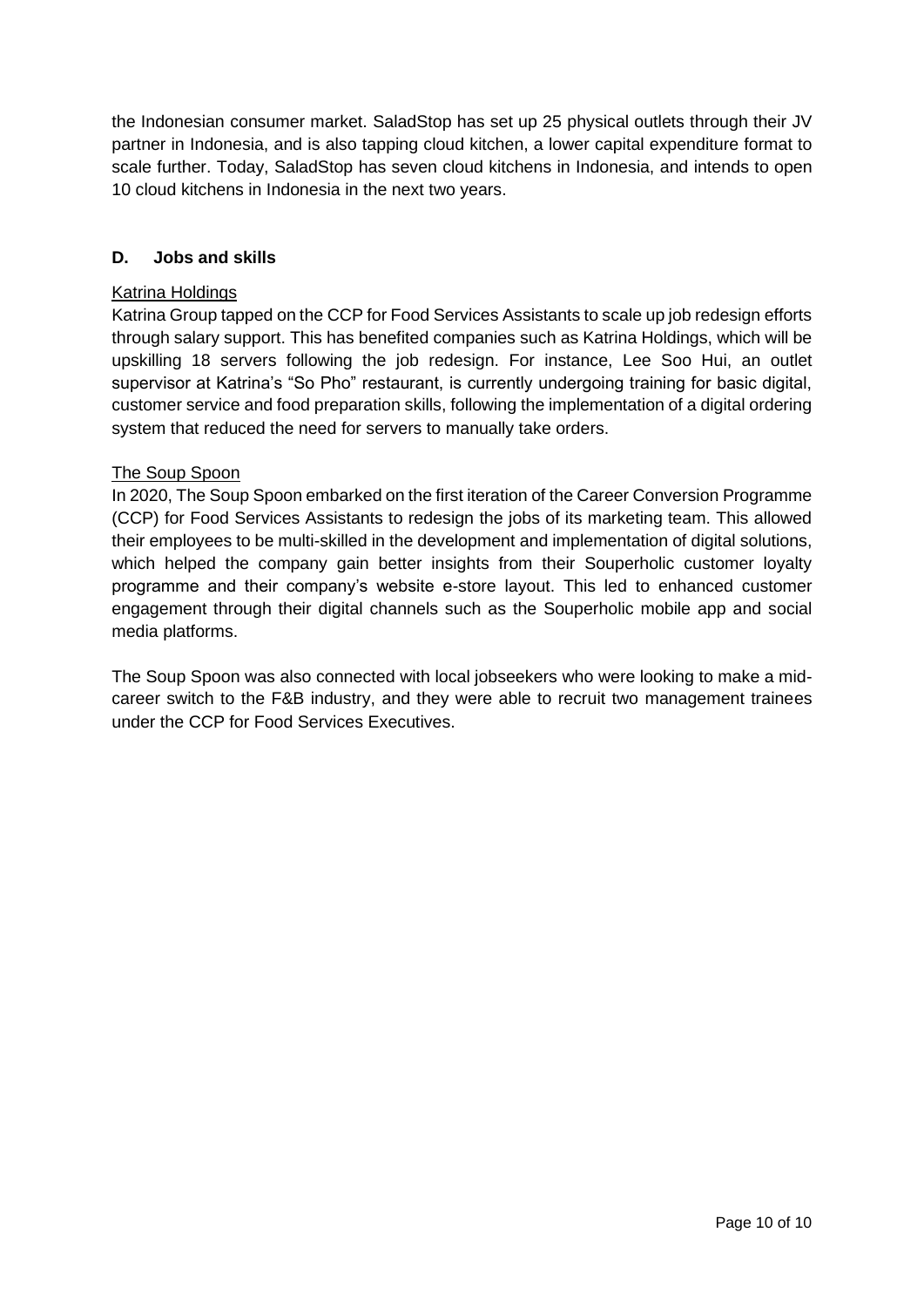the Indonesian consumer market. SaladStop has set up 25 physical outlets through their JV partner in Indonesia, and is also tapping cloud kitchen, a lower capital expenditure format to scale further. Today, SaladStop has seven cloud kitchens in Indonesia, and intends to open 10 cloud kitchens in Indonesia in the next two years.

## D. Jobs and skills

Katrina Holdings

Katrina Group tapped on the CCP for Food Services Assistants to scale up job redesign efforts through salary support. This has benefited companies such as Katrina Holdings, which will be upskilling 18 servers following the job redesign. For instance, Lee Soo Hui, an outlet supervisor at Katrina's "So Pho" restaurant, is currently undergoing training for basic digital, customer service and food preparation skills, following the implementation of a digital ordering system that reduced the need for servers to manually take orders.

The Soup Spoon

In 2020, The Soup Spoon embarked on the first iteration of the Career Conversion Programme (CCP) for Food Services Assistants to redesign the jobs of its marketing team. This allowed their employees to be multi-skilled in the development and implementation of digital solutions, which helped the company gain better insights from their Souperholic customer loyalty programme and their company's website e-store layout. This led to enhanced customer engagement through their digital channels such as the Souperholic mobile app and social media platforms.

The Soup Spoon was also connected with local jobseekers who were looking to make a mid-career switch to the F&B industry, and they were able to recruit two management trainees under the CCP for Food Services Executives.